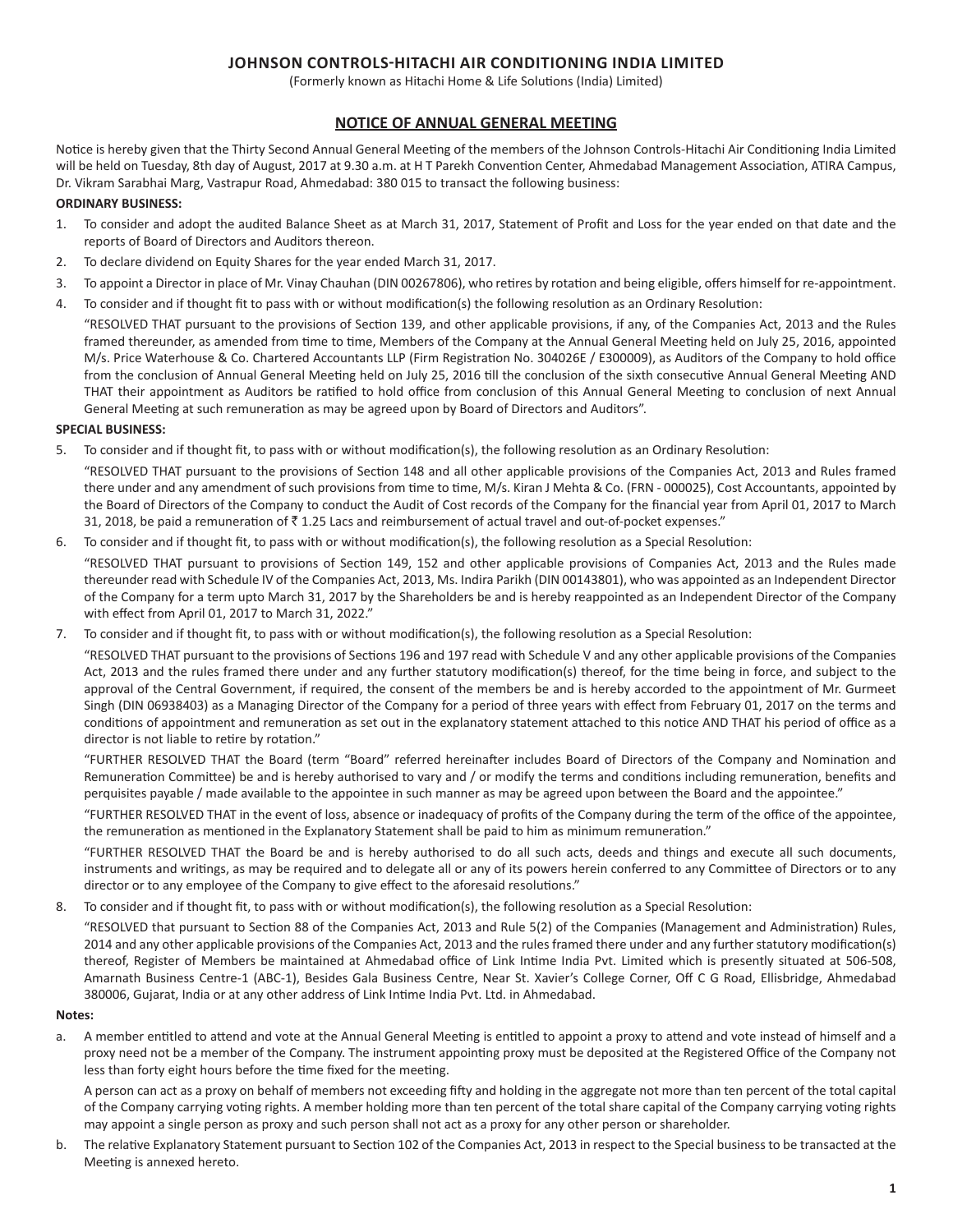# JOHNSON CONTROLS-HITACHI AIR CONDITIONING INDIA LIMITED

(Formerly known as Hitachi Home & Life Solutions (India) Limited)

## NOTICE OF ANNUAL GENERAL MEETING

Notice is hereby given that the Thirty Second Annual General Meeting of the members of the Johnson Controls-Hitachi Air Conditioning India Limited will be held on Tuesday, 8th day of August, 2017 at 9.30 a.m. at H T Parekh Convention Center, Ahmedabad Management Association, ATIRA Campus, Dr. Vikram Sarabhai Marg, Vastrapur Road, Ahmedabad: 380 015 to transact the following business:

**ORDINARY BUSINESS:**

1. To consider and adopt the audited Balance Sheet as at March 31, 2017, Statement of Profit and Loss for the year ended on that date and the reports of Board of Directors and Auditors thereon.
2. To declare dividend on Equity Shares for the year ended March 31, 2017.
3. To appoint a Director in place of Mr. Vinay Chauhan (DIN 00267806), who retires by rotation and being eligible, offers himself for re-appointment.
4. To consider and if thought fit to pass with or without modification(s) the following resolution as an Ordinary Resolution:

   "RESOLVED THAT pursuant to the provisions of Section 139, and other applicable provisions, if any, of the Companies Act, 2013 and the Rules framed thereunder, as amended from time to time, Members of the Company at the Annual General Meeting held on July 25, 2016, appointed M/s. Price Waterhouse & Co. Chartered Accountants LLP (Firm Registration No. 304026E / E300009), as Auditors of the Company to hold office from the conclusion of Annual General Meeting held on July 25, 2016 till the conclusion of the sixth consecutive Annual General Meeting AND THAT their appointment as Auditors be ratified to hold office from conclusion of this Annual General Meeting to conclusion of next Annual General Meeting at such remuneration as may be agreed upon by Board of Directors and Auditors".

**SPECIAL BUSINESS:**

5. To consider and if thought fit, to pass with or without modification(s), the following resolution as an Ordinary Resolution:

   "RESOLVED THAT pursuant to the provisions of Section 148 and all other applicable provisions of the Companies Act, 2013 and Rules framed there under and any amendment of such provisions from time to time, M/s. Kiran J Mehta & Co. (FRN - 000025), Cost Accountants, appointed by the Board of Directors of the Company to conduct the Audit of Cost records of the Company for the financial year from April 01, 2017 to March 31, 2018, be paid a remuneration of ₹ 1.25 Lacs and reimbursement of actual travel and out-of-pocket expenses."

6. To consider and if thought fit, to pass with or without modification(s), the following resolution as a Special Resolution:

   "RESOLVED THAT pursuant to provisions of Section 149, 152 and other applicable provisions of Companies Act, 2013 and the Rules made thereunder read with Schedule IV of the Companies Act, 2013, Ms. Indira Parikh (DIN 00143801), who was appointed as an Independent Director of the Company for a term upto March 31, 2017 by the Shareholders be and is hereby reappointed as an Independent Director of the Company with effect from April 01, 2017 to March 31, 2022."

7. To consider and if thought fit, to pass with or without modification(s), the following resolution as a Special Resolution:

   "RESOLVED THAT pursuant to the provisions of Sections 196 and 197 read with Schedule V and any other applicable provisions of the Companies Act, 2013 and the rules framed there under and any further statutory modification(s) thereof, for the time being in force, and subject to the approval of the Central Government, if required, the consent of the members be and is hereby accorded to the appointment of Mr. Gurmeet Singh (DIN 06938403) as a Managing Director of the Company for a period of three years with effect from February 01, 2017 on the terms and conditions of appointment and remuneration as set out in the explanatory statement attached to this notice AND THAT his period of office as a director is not liable to retire by rotation."

   "FURTHER RESOLVED THAT the Board (term "Board" referred hereinafter includes Board of Directors of the Company and Nomination and Remuneration Committee) be and is hereby authorised to vary and / or modify the terms and conditions including remuneration, benefits and perquisites payable / made available to the appointee in such manner as may be agreed upon between the Board and the appointee."

   "FURTHER RESOLVED THAT in the event of loss, absence or inadequacy of profits of the Company during the term of the office of the appointee, the remuneration as mentioned in the Explanatory Statement shall be paid to him as minimum remuneration."

   "FURTHER RESOLVED THAT the Board be and is hereby authorised to do all such acts, deeds and things and execute all such documents, instruments and writings, as may be required and to delegate all or any of its powers herein conferred to any Committee of Directors or to any director or to any employee of the Company to give effect to the aforesaid resolutions."

8. To consider and if thought fit, to pass with or without modification(s), the following resolution as a Special Resolution:

   "RESOLVED that pursuant to Section 88 of the Companies Act, 2013 and Rule 5(2) of the Companies (Management and Administration) Rules, 2014 and any other applicable provisions of the Companies Act, 2013 and the rules framed there under and any further statutory modification(s) thereof, Register of Members be maintained at Ahmedabad office of Link Intime India Pvt. Limited which is presently situated at 506-508, Amarnath Business Centre-1 (ABC-1), Besides Gala Business Centre, Near St. Xavier's College Corner, Off C G Road, Ellisbridge, Ahmedabad 380006, Gujarat, India or at any other address of Link Intime India Pvt. Ltd. in Ahmedabad.

**Notes:**

a. A member entitled to attend and vote at the Annual General Meeting is entitled to appoint a proxy to attend and vote instead of himself and a proxy need not be a member of the Company. The instrument appointing proxy must be deposited at the Registered Office of the Company not less than forty eight hours before the time fixed for the meeting.

   A person can act as a proxy on behalf of members not exceeding fifty and holding in the aggregate not more than ten percent of the total capital of the Company carrying voting rights. A member holding more than ten percent of the total share capital of the Company carrying voting rights may appoint a single person as proxy and such person shall not act as a proxy for any other person or shareholder.

b. The relative Explanatory Statement pursuant to Section 102 of the Companies Act, 2013 in respect to the Special business to be transacted at the Meeting is annexed hereto.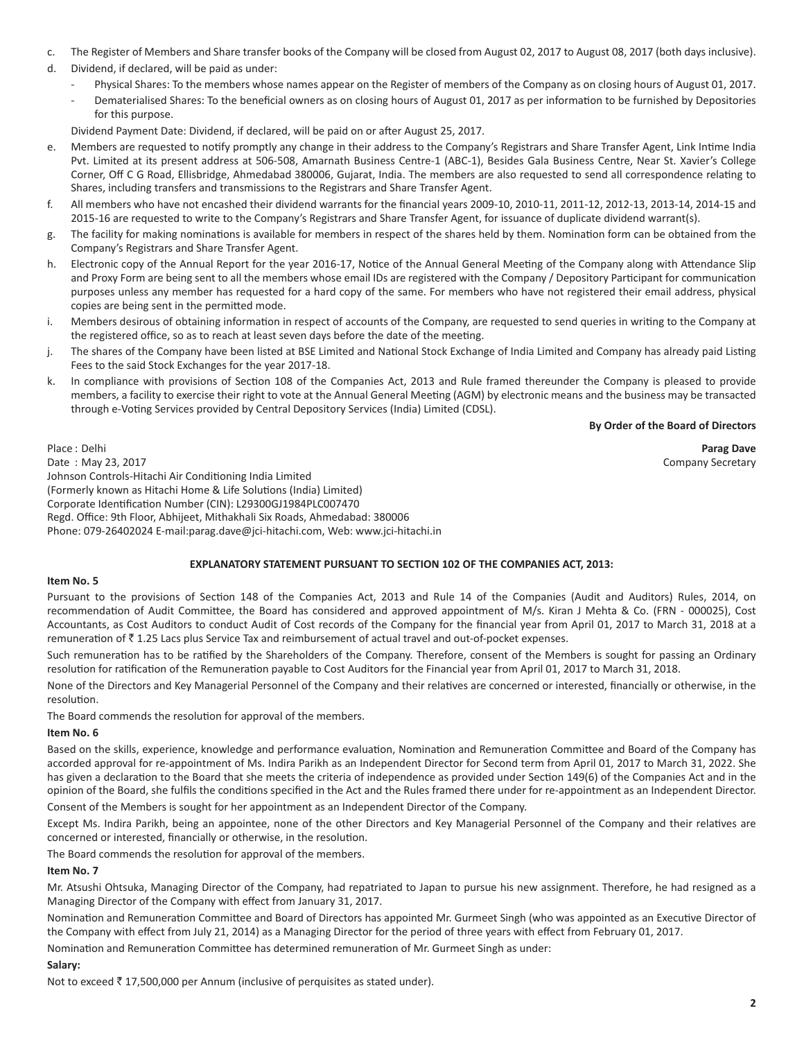c. The Register of Members and Share transfer books of the Company will be closed from August 02, 2017 to August 08, 2017 (both days inclusive).

d. Dividend, if declared, will be paid as under:

   - Physical Shares: To the members whose names appear on the Register of members of the Company as on closing hours of August 01, 2017.
   - Dematerialised Shares: To the beneficial owners as on closing hours of August 01, 2017 as per information to be furnished by Depositories for this purpose.

   Dividend Payment Date: Dividend, if declared, will be paid on or after August 25, 2017.

e. Members are requested to notify promptly any change in their address to the Company's Registrars and Share Transfer Agent, Link Intime India Pvt. Limited at its present address at 506-508, Amarnath Business Centre-1 (ABC-1), Besides Gala Business Centre, Near St. Xavier's College Corner, Off C G Road, Ellisbridge, Ahmedabad 380006, Gujarat, India. The members are also requested to send all correspondence relating to Shares, including transfers and transmissions to the Registrars and Share Transfer Agent.

f. All members who have not encashed their dividend warrants for the financial years 2009-10, 2010-11, 2011-12, 2012-13, 2013-14, 2014-15 and 2015-16 are requested to write to the Company's Registrars and Share Transfer Agent, for issuance of duplicate dividend warrant(s).

g. The facility for making nominations is available for members in respect of the shares held by them. Nomination form can be obtained from the Company's Registrars and Share Transfer Agent.

h. Electronic copy of the Annual Report for the year 2016-17, Notice of the Annual General Meeting of the Company along with Attendance Slip and Proxy Form are being sent to all the members whose email IDs are registered with the Company / Depository Participant for communication purposes unless any member has requested for a hard copy of the same. For members who have not registered their email address, physical copies are being sent in the permitted mode.

i. Members desirous of obtaining information in respect of accounts of the Company, are requested to send queries in writing to the Company at the registered office, so as to reach at least seven days before the date of the meeting.

j. The shares of the Company have been listed at BSE Limited and National Stock Exchange of India Limited and Company has already paid Listing Fees to the said Stock Exchanges for the year 2017-18.

k. In compliance with provisions of Section 108 of the Companies Act, 2013 and Rule framed thereunder the Company is pleased to provide members, a facility to exercise their right to vote at the Annual General Meeting (AGM) by electronic means and the business may be transacted through e-Voting Services provided by Central Depository Services (India) Limited (CDSL).

**By Order of the Board of Directors**

Place : Delhi
Date : May 23, 2017

**Parag Dave**
Company Secretary

Johnson Controls-Hitachi Air Conditioning India Limited
(Formerly known as Hitachi Home & Life Solutions (India) Limited)
Corporate Identification Number (CIN): L29300GJ1984PLC007470
Regd. Office: 9th Floor, Abhijeet, Mithakhali Six Roads, Ahmedabad: 380006
Phone: 079-26402024 E-mail:parag.dave@jci-hitachi.com, Web: www.jci-hitachi.in

## EXPLANATORY STATEMENT PURSUANT TO SECTION 102 OF THE COMPANIES ACT, 2013:

**Item No. 5**

Pursuant to the provisions of Section 148 of the Companies Act, 2013 and Rule 14 of the Companies (Audit and Auditors) Rules, 2014, on recommendation of Audit Committee, the Board has considered and approved appointment of M/s. Kiran J Mehta & Co. (FRN - 000025), Cost Accountants, as Cost Auditors to conduct Audit of Cost records of the Company for the financial year from April 01, 2017 to March 31, 2018 at a remuneration of ₹ 1.25 Lacs plus Service Tax and reimbursement of actual travel and out-of-pocket expenses.

Such remuneration has to be ratified by the Shareholders of the Company. Therefore, consent of the Members is sought for passing an Ordinary resolution for ratification of the Remuneration payable to Cost Auditors for the Financial year from April 01, 2017 to March 31, 2018.

None of the Directors and Key Managerial Personnel of the Company and their relatives are concerned or interested, financially or otherwise, in the resolution.

The Board commends the resolution for approval of the members.

**Item No. 6**

Based on the skills, experience, knowledge and performance evaluation, Nomination and Remuneration Committee and Board of the Company has accorded approval for re-appointment of Ms. Indira Parikh as an Independent Director for Second term from April 01, 2017 to March 31, 2022. She has given a declaration to the Board that she meets the criteria of independence as provided under Section 149(6) of the Companies Act and in the opinion of the Board, she fulfils the conditions specified in the Act and the Rules framed there under for re-appointment as an Independent Director.

Consent of the Members is sought for her appointment as an Independent Director of the Company.

Except Ms. Indira Parikh, being an appointee, none of the other Directors and Key Managerial Personnel of the Company and their relatives are concerned or interested, financially or otherwise, in the resolution.

The Board commends the resolution for approval of the members.

**Item No. 7**

Mr. Atsushi Ohtsuka, Managing Director of the Company, had repatriated to Japan to pursue his new assignment. Therefore, he had resigned as a Managing Director of the Company with effect from January 31, 2017.

Nomination and Remuneration Committee and Board of Directors has appointed Mr. Gurmeet Singh (who was appointed as an Executive Director of the Company with effect from July 21, 2014) as a Managing Director for the period of three years with effect from February 01, 2017.

Nomination and Remuneration Committee has determined remuneration of Mr. Gurmeet Singh as under:

**Salary:**

Not to exceed ₹ 17,500,000 per Annum (inclusive of perquisites as stated under).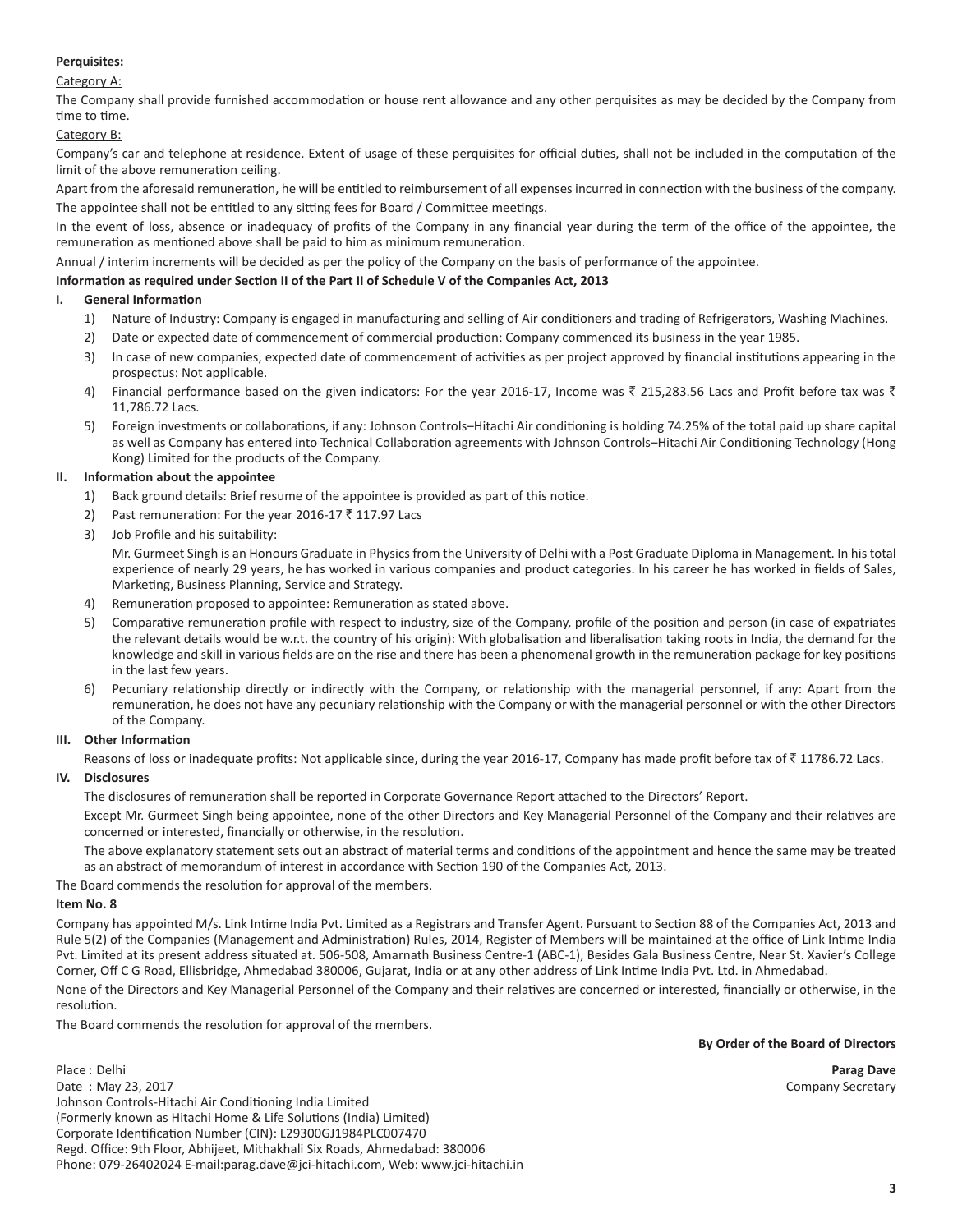**Perquisites:**

Category A:

The Company shall provide furnished accommodation or house rent allowance and any other perquisites as may be decided by the Company from time to time.

Category B:

Company's car and telephone at residence. Extent of usage of these perquisites for official duties, shall not be included in the computation of the limit of the above remuneration ceiling.

Apart from the aforesaid remuneration, he will be entitled to reimbursement of all expenses incurred in connection with the business of the company.

The appointee shall not be entitled to any sitting fees for Board / Committee meetings.

In the event of loss, absence or inadequacy of profits of the Company in any financial year during the term of the office of the appointee, the remuneration as mentioned above shall be paid to him as minimum remuneration.

Annual / interim increments will be decided as per the policy of the Company on the basis of performance of the appointee.

**Information as required under Section II of the Part II of Schedule V of the Companies Act, 2013**

**I. General Information**

1) Nature of Industry: Company is engaged in manufacturing and selling of Air conditioners and trading of Refrigerators, Washing Machines.
2) Date or expected date of commencement of commercial production: Company commenced its business in the year 1985.
3) In case of new companies, expected date of commencement of activities as per project approved by financial institutions appearing in the prospectus: Not applicable.
4) Financial performance based on the given indicators: For the year 2016-17, Income was ₹ 215,283.56 Lacs and Profit before tax was ₹ 11,786.72 Lacs.
5) Foreign investments or collaborations, if any: Johnson Controls–Hitachi Air conditioning is holding 74.25% of the total paid up share capital as well as Company has entered into Technical Collaboration agreements with Johnson Controls–Hitachi Air Conditioning Technology (Hong Kong) Limited for the products of the Company.

**II. Information about the appointee**

1) Back ground details: Brief resume of the appointee is provided as part of this notice.
2) Past remuneration: For the year 2016-17 ₹ 117.97 Lacs
3) Job Profile and his suitability:

   Mr. Gurmeet Singh is an Honours Graduate in Physics from the University of Delhi with a Post Graduate Diploma in Management. In his total experience of nearly 29 years, he has worked in various companies and product categories. In his career he has worked in fields of Sales, Marketing, Business Planning, Service and Strategy.
4) Remuneration proposed to appointee: Remuneration as stated above.
5) Comparative remuneration profile with respect to industry, size of the Company, profile of the position and person (in case of expatriates the relevant details would be w.r.t. the country of his origin): With globalisation and liberalisation taking roots in India, the demand for the knowledge and skill in various fields are on the rise and there has been a phenomenal growth in the remuneration package for key positions in the last few years.
6) Pecuniary relationship directly or indirectly with the Company, or relationship with the managerial personnel, if any: Apart from the remuneration, he does not have any pecuniary relationship with the Company or with the managerial personnel or with the other Directors of the Company.

**III. Other Information**

Reasons of loss or inadequate profits: Not applicable since, during the year 2016-17, Company has made profit before tax of ₹ 11786.72 Lacs.

**IV. Disclosures**

The disclosures of remuneration shall be reported in Corporate Governance Report attached to the Directors' Report.

Except Mr. Gurmeet Singh being appointee, none of the other Directors and Key Managerial Personnel of the Company and their relatives are concerned or interested, financially or otherwise, in the resolution.

The above explanatory statement sets out an abstract of material terms and conditions of the appointment and hence the same may be treated as an abstract of memorandum of interest in accordance with Section 190 of the Companies Act, 2013.

The Board commends the resolution for approval of the members.

**Item No. 8**

Company has appointed M/s. Link Intime India Pvt. Limited as a Registrars and Transfer Agent. Pursuant to Section 88 of the Companies Act, 2013 and Rule 5(2) of the Companies (Management and Administration) Rules, 2014, Register of Members will be maintained at the office of Link Intime India Pvt. Limited at its present address situated at. 506-508, Amarnath Business Centre-1 (ABC-1), Besides Gala Business Centre, Near St. Xavier's College Corner, Off C G Road, Ellisbridge, Ahmedabad 380006, Gujarat, India or at any other address of Link Intime India Pvt. Ltd. in Ahmedabad.

None of the Directors and Key Managerial Personnel of the Company and their relatives are concerned or interested, financially or otherwise, in the resolution.

The Board commends the resolution for approval of the members.

**By Order of the Board of Directors**

Place : Delhi
Date : May 23, 2017

**Parag Dave**
Company Secretary

Johnson Controls-Hitachi Air Conditioning India Limited
(Formerly known as Hitachi Home & Life Solutions (India) Limited)
Corporate Identification Number (CIN): L29300GJ1984PLC007470
Regd. Office: 9th Floor, Abhijeet, Mithakhali Six Roads, Ahmedabad: 380006
Phone: 079-26402024 E-mail:parag.dave@jci-hitachi.com, Web: www.jci-hitachi.in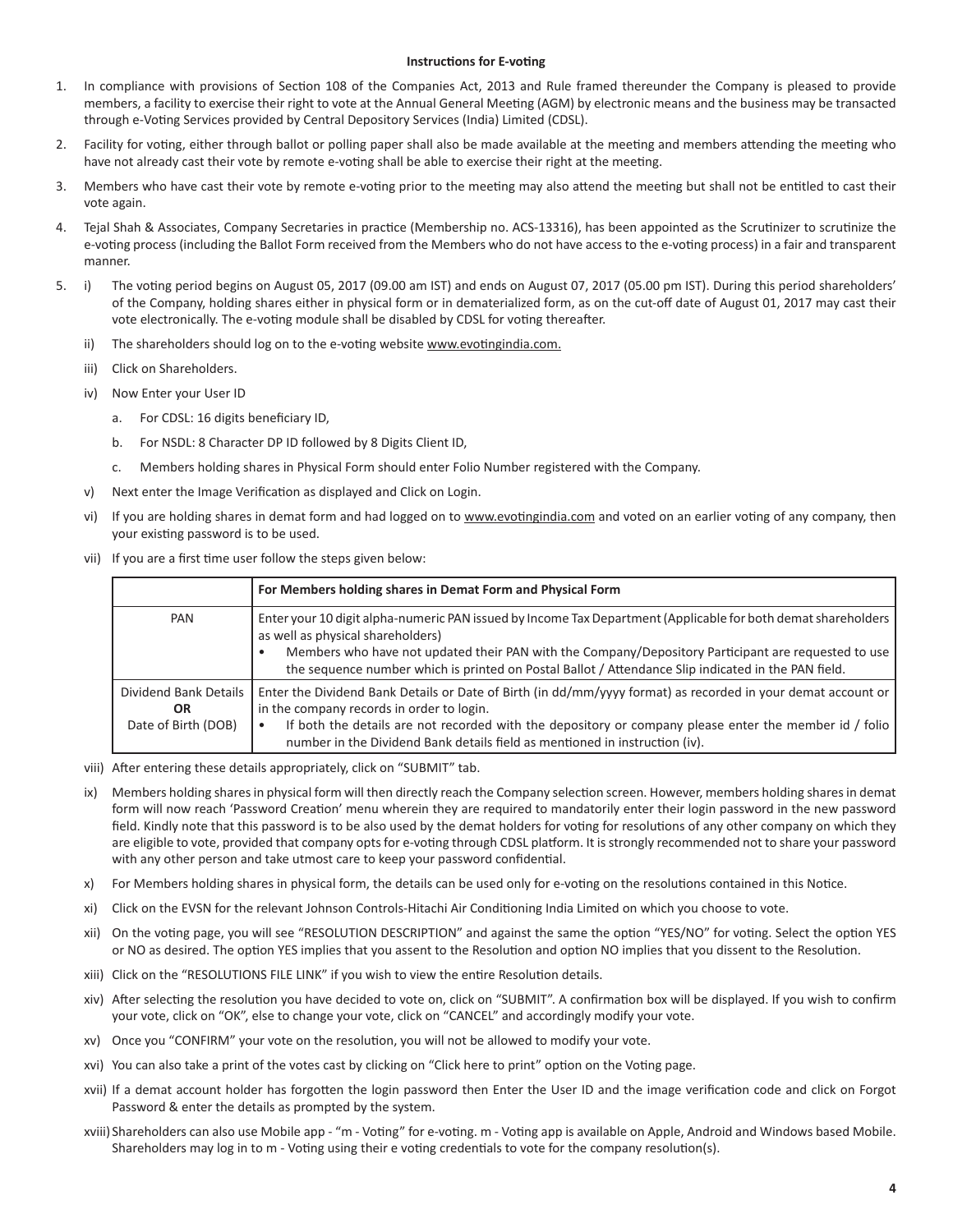**Instructions for E-voting**

1. In compliance with provisions of Section 108 of the Companies Act, 2013 and Rule framed thereunder the Company is pleased to provide members, a facility to exercise their right to vote at the Annual General Meeting (AGM) by electronic means and the business may be transacted through e-Voting Services provided by Central Depository Services (India) Limited (CDSL).
2. Facility for voting, either through ballot or polling paper shall also be made available at the meeting and members attending the meeting who have not already cast their vote by remote e-voting shall be able to exercise their right at the meeting.
3. Members who have cast their vote by remote e-voting prior to the meeting may also attend the meeting but shall not be entitled to cast their vote again.
4. Tejal Shah & Associates, Company Secretaries in practice (Membership no. ACS-13316), has been appointed as the Scrutinizer to scrutinize the e-voting process (including the Ballot Form received from the Members who do not have access to the e-voting process) in a fair and transparent manner.
5. i) The voting period begins on August 05, 2017 (09.00 am IST) and ends on August 07, 2017 (05.00 pm IST). During this period shareholders' of the Company, holding shares either in physical form or in dematerialized form, as on the cut-off date of August 01, 2017 may cast their vote electronically. The e-voting module shall be disabled by CDSL for voting thereafter.

   ii) The shareholders should log on to the e-voting website www.evotingindia.com.

   iii) Click on Shareholders.

   iv) Now Enter your User ID

   a. For CDSL: 16 digits beneficiary ID,

   b. For NSDL: 8 Character DP ID followed by 8 Digits Client ID,

   c. Members holding shares in Physical Form should enter Folio Number registered with the Company.

   v) Next enter the Image Verification as displayed and Click on Login.

   vi) If you are holding shares in demat form and had logged on to www.evotingindia.com and voted on an earlier voting of any company, then your existing password is to be used.

   vii) If you are a first time user follow the steps given below:

| | For Members holding shares in Demat Form and Physical Form |
|---|---|
| PAN | Enter your 10 digit alpha-numeric PAN issued by Income Tax Department (Applicable for both demat shareholders as well as physical shareholders)<br>• Members who have not updated their PAN with the Company/Depository Participant are requested to use the sequence number which is printed on Postal Ballot / Attendance Slip indicated in the PAN field. |
| Dividend Bank Details **OR** Date of Birth (DOB) | Enter the Dividend Bank Details or Date of Birth (in dd/mm/yyyy format) as recorded in your demat account or in the company records in order to login.<br>• If both the details are not recorded with the depository or company please enter the member id / folio number in the Dividend Bank details field as mentioned in instruction (iv). |

   viii) After entering these details appropriately, click on "SUBMIT" tab.

   ix) Members holding shares in physical form will then directly reach the Company selection screen. However, members holding shares in demat form will now reach 'Password Creation' menu wherein they are required to mandatorily enter their login password in the new password field. Kindly note that this password is to be also used by the demat holders for voting for resolutions of any other company on which they are eligible to vote, provided that company opts for e-voting through CDSL platform. It is strongly recommended not to share your password with any other person and take utmost care to keep your password confidential.

   x) For Members holding shares in physical form, the details can be used only for e-voting on the resolutions contained in this Notice.

   xi) Click on the EVSN for the relevant Johnson Controls-Hitachi Air Conditioning India Limited on which you choose to vote.

   xii) On the voting page, you will see "RESOLUTION DESCRIPTION" and against the same the option "YES/NO" for voting. Select the option YES or NO as desired. The option YES implies that you assent to the Resolution and option NO implies that you dissent to the Resolution.

   xiii) Click on the "RESOLUTIONS FILE LINK" if you wish to view the entire Resolution details.

   xiv) After selecting the resolution you have decided to vote on, click on "SUBMIT". A confirmation box will be displayed. If you wish to confirm your vote, click on "OK", else to change your vote, click on "CANCEL" and accordingly modify your vote.

   xv) Once you "CONFIRM" your vote on the resolution, you will not be allowed to modify your vote.

   xvi) You can also take a print of the votes cast by clicking on "Click here to print" option on the Voting page.

   xvii) If a demat account holder has forgotten the login password then Enter the User ID and the image verification code and click on Forgot Password & enter the details as prompted by the system.

   xviii) Shareholders can also use Mobile app - "m - Voting" for e-voting. m - Voting app is available on Apple, Android and Windows based Mobile. Shareholders may log in to m - Voting using their e voting credentials to vote for the company resolution(s).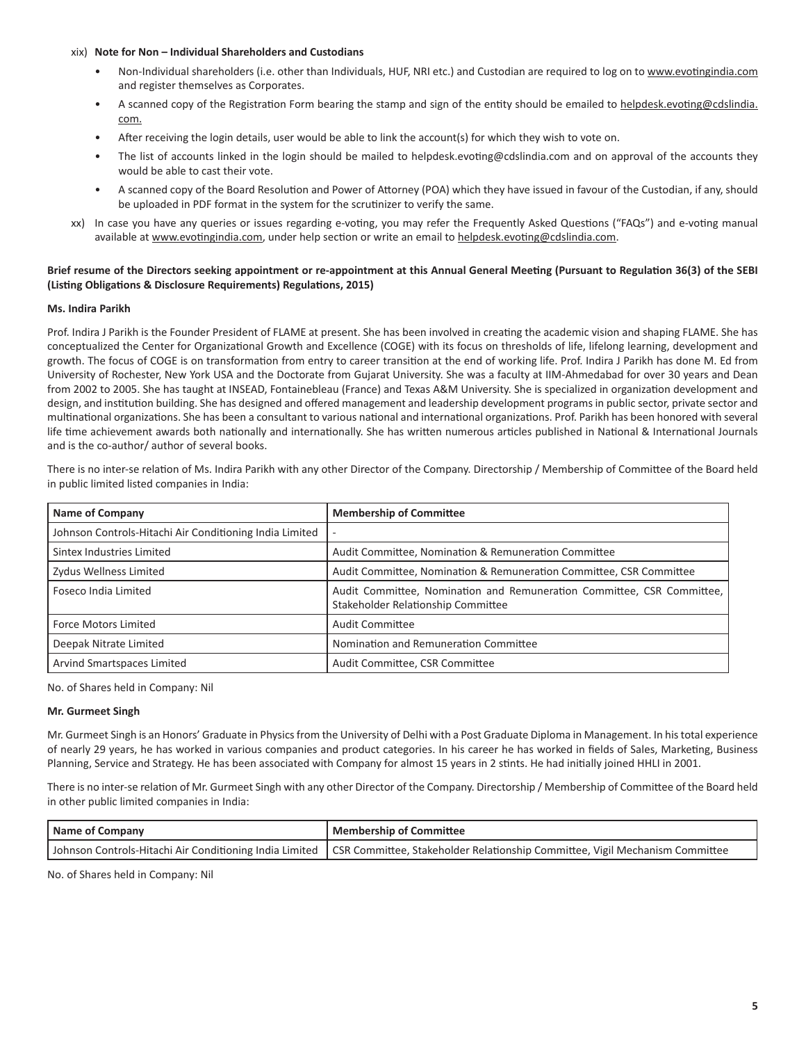xix) **Note for Non – Individual Shareholders and Custodians**

- Non-Individual shareholders (i.e. other than Individuals, HUF, NRI etc.) and Custodian are required to log on to www.evotingindia.com and register themselves as Corporates.
- A scanned copy of the Registration Form bearing the stamp and sign of the entity should be emailed to helpdesk.evoting@cdslindia.com.
- After receiving the login details, user would be able to link the account(s) for which they wish to vote on.
- The list of accounts linked in the login should be mailed to helpdesk.evoting@cdslindia.com and on approval of the accounts they would be able to cast their vote.
- A scanned copy of the Board Resolution and Power of Attorney (POA) which they have issued in favour of the Custodian, if any, should be uploaded in PDF format in the system for the scrutinizer to verify the same.

xx) In case you have any queries or issues regarding e-voting, you may refer the Frequently Asked Questions ("FAQs") and e-voting manual available at www.evotingindia.com, under help section or write an email to helpdesk.evoting@cdslindia.com.

**Brief resume of the Directors seeking appointment or re-appointment at this Annual General Meeting (Pursuant to Regulation 36(3) of the SEBI (Listing Obligations & Disclosure Requirements) Regulations, 2015)**

**Ms. Indira Parikh**

Prof. Indira J Parikh is the Founder President of FLAME at present. She has been involved in creating the academic vision and shaping FLAME. She has conceptualized the Center for Organizational Growth and Excellence (COGE) with its focus on thresholds of life, lifelong learning, development and growth. The focus of COGE is on transformation from entry to career transition at the end of working life. Prof. Indira J Parikh has done M. Ed from University of Rochester, New York USA and the Doctorate from Gujarat University. She was a faculty at IIM-Ahmedabad for over 30 years and Dean from 2002 to 2005. She has taught at INSEAD, Fontainebleau (France) and Texas A&M University. She is specialized in organization development and design, and institution building. She has designed and offered management and leadership development programs in public sector, private sector and multinational organizations. She has been a consultant to various national and international organizations. Prof. Parikh has been honored with several life time achievement awards both nationally and internationally. She has written numerous articles published in National & International Journals and is the co-author/ author of several books.

There is no inter-se relation of Ms. Indira Parikh with any other Director of the Company. Directorship / Membership of Committee of the Board held in public limited listed companies in India:

| Name of Company | Membership of Committee |
|---|---|
| Johnson Controls-Hitachi Air Conditioning India Limited | - |
| Sintex Industries Limited | Audit Committee, Nomination & Remuneration Committee |
| Zydus Wellness Limited | Audit Committee, Nomination & Remuneration Committee, CSR Committee |
| Foseco India Limited | Audit Committee, Nomination and Remuneration Committee, CSR Committee, Stakeholder Relationship Committee |
| Force Motors Limited | Audit Committee |
| Deepak Nitrate Limited | Nomination and Remuneration Committee |
| Arvind Smartspaces Limited | Audit Committee, CSR Committee |

No. of Shares held in Company: Nil

**Mr. Gurmeet Singh**

Mr. Gurmeet Singh is an Honors' Graduate in Physics from the University of Delhi with a Post Graduate Diploma in Management. In his total experience of nearly 29 years, he has worked in various companies and product categories. In his career he has worked in fields of Sales, Marketing, Business Planning, Service and Strategy. He has been associated with Company for almost 15 years in 2 stints. He had initially joined HHLI in 2001.

There is no inter-se relation of Mr. Gurmeet Singh with any other Director of the Company. Directorship / Membership of Committee of the Board held in other public limited companies in India:

| Name of Company | Membership of Committee |
|---|---|
| Johnson Controls-Hitachi Air Conditioning India Limited | CSR Committee, Stakeholder Relationship Committee, Vigil Mechanism Committee |

No. of Shares held in Company: Nil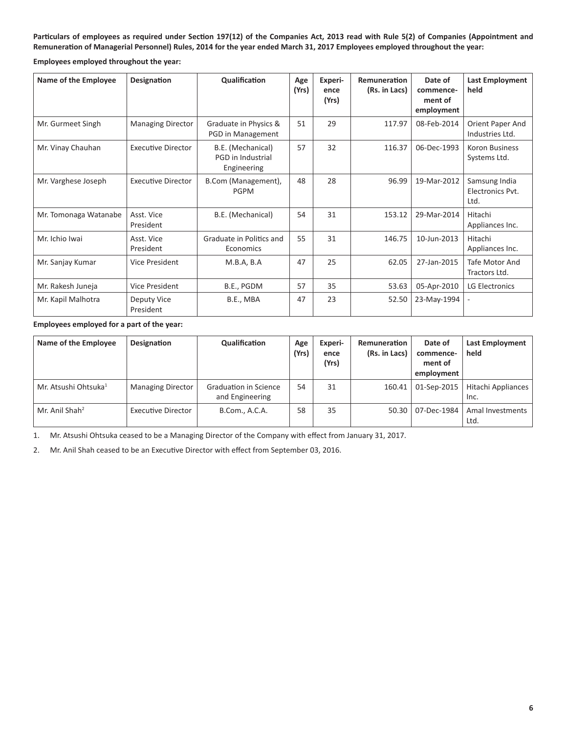**Particulars of employees as required under Section 197(12) of the Companies Act, 2013 read with Rule 5(2) of Companies (Appointment and Remuneration of Managerial Personnel) Rules, 2014 for the year ended March 31, 2017 Employees employed throughout the year:**

**Employees employed throughout the year:**

| Name of the Employee | Designation | Qualification | Age (Yrs) | Experi-ence (Yrs) | Remuneration (Rs. in Lacs) | Date of commence-ment of employment | Last Employment held |
|---|---|---|---|---|---|---|---|
| Mr. Gurmeet Singh | Managing Director | Graduate in Physics & PGD in Management | 51 | 29 | 117.97 | 08-Feb-2014 | Orient Paper And Industries Ltd. |
| Mr. Vinay Chauhan | Executive Director | B.E. (Mechanical) PGD in Industrial Engineering | 57 | 32 | 116.37 | 06-Dec-1993 | Koron Business Systems Ltd. |
| Mr. Varghese Joseph | Executive Director | B.Com (Management), PGPM | 48 | 28 | 96.99 | 19-Mar-2012 | Samsung India Electronics Pvt. Ltd. |
| Mr. Tomonaga Watanabe | Asst. Vice President | B.E. (Mechanical) | 54 | 31 | 153.12 | 29-Mar-2014 | Hitachi Appliances Inc. |
| Mr. Ichio Iwai | Asst. Vice President | Graduate in Politics and Economics | 55 | 31 | 146.75 | 10-Jun-2013 | Hitachi Appliances Inc. |
| Mr. Sanjay Kumar | Vice President | M.B.A, B.A | 47 | 25 | 62.05 | 27-Jan-2015 | Tafe Motor And Tractors Ltd. |
| Mr. Rakesh Juneja | Vice President | B.E., PGDM | 57 | 35 | 53.63 | 05-Apr-2010 | LG Electronics |
| Mr. Kapil Malhotra | Deputy Vice President | B.E., MBA | 47 | 23 | 52.50 | 23-May-1994 | - |

**Employees employed for a part of the year:**

| Name of the Employee | Designation | Qualification | Age (Yrs) | Experi-ence (Yrs) | Remuneration (Rs. in Lacs) | Date of commence-ment of employment | Last Employment held |
|---|---|---|---|---|---|---|---|
| Mr. Atsushi Ohtsuka[1] | Managing Director | Graduation in Science and Engineering | 54 | 31 | 160.41 | 01-Sep-2015 | Hitachi Appliances Inc. |
| Mr. Anil Shah[2] | Executive Director | B.Com., A.C.A. | 58 | 35 | 50.30 | 07-Dec-1984 | Amal Investments Ltd. |

1. Mr. Atsushi Ohtsuka ceased to be a Managing Director of the Company with effect from January 31, 2017.

2. Mr. Anil Shah ceased to be an Executive Director with effect from September 03, 2016.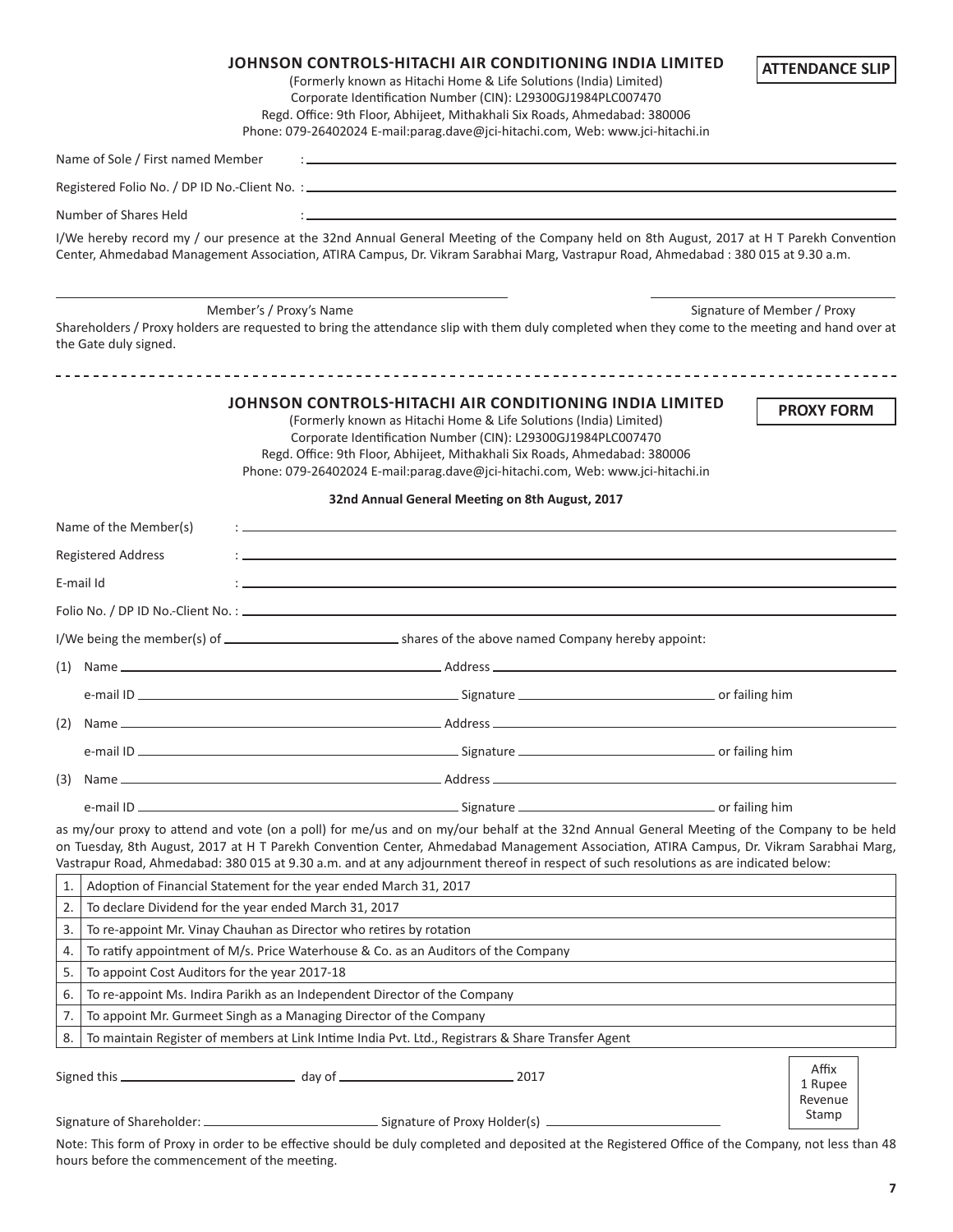# JOHNSON CONTROLS-HITACHI AIR CONDITIONING INDIA LIMITED

**ATTENDANCE SLIP**

(Formerly known as Hitachi Home & Life Solutions (India) Limited)
Corporate Identification Number (CIN): L29300GJ1984PLC007470
Regd. Office: 9th Floor, Abhijeet, Mithakhali Six Roads, Ahmedabad: 380006
Phone: 079-26402024 E-mail:parag.dave@jci-hitachi.com, Web: www.jci-hitachi.in

Name of Sole / First named Member : ____________________

Registered Folio No. / DP ID No.-Client No. : ____________________

Number of Shares Held : ____________________

I/We hereby record my / our presence at the 32nd Annual General Meeting of the Company held on 8th August, 2017 at H T Parekh Convention Center, Ahmedabad Management Association, ATIRA Campus, Dr. Vikram Sarabhai Marg, Vastrapur Road, Ahmedabad : 380 015 at 9.30 a.m.

____________________ ____________________

Member's / Proxy's Name Signature of Member / Proxy

Shareholders / Proxy holders are requested to bring the attendance slip with them duly completed when they come to the meeting and hand over at the Gate duly signed.

---

# JOHNSON CONTROLS-HITACHI AIR CONDITIONING INDIA LIMITED

**PROXY FORM**

(Formerly known as Hitachi Home & Life Solutions (India) Limited)
Corporate Identification Number (CIN): L29300GJ1984PLC007470
Regd. Office: 9th Floor, Abhijeet, Mithakhali Six Roads, Ahmedabad: 380006
Phone: 079-26402024 E-mail:parag.dave@jci-hitachi.com, Web: www.jci-hitachi.in

**32nd Annual General Meeting on 8th August, 2017**

Name of the Member(s) : ____________________

Registered Address : ____________________

E-mail Id : ____________________

Folio No. / DP ID No.-Client No. : ____________________

I/We being the member(s) of ____________________ shares of the above named Company hereby appoint:

(1) Name ____________________ Address ____________________

e-mail ID ____________________ Signature ____________________ or failing him

(2) Name ____________________ Address ____________________

e-mail ID ____________________ Signature ____________________ or failing him

(3) Name ____________________ Address ____________________

e-mail ID ____________________ Signature ____________________ or failing him

as my/our proxy to attend and vote (on a poll) for me/us and on my/our behalf at the 32nd Annual General Meeting of the Company to be held on Tuesday, 8th August, 2017 at H T Parekh Convention Center, Ahmedabad Management Association, ATIRA Campus, Dr. Vikram Sarabhai Marg, Vastrapur Road, Ahmedabad: 380 015 at 9.30 a.m. and at any adjournment thereof in respect of such resolutions as are indicated below:

| | |
|---|---|
| 1. | Adoption of Financial Statement for the year ended March 31, 2017 |
| 2. | To declare Dividend for the year ended March 31, 2017 |
| 3. | To re-appoint Mr. Vinay Chauhan as Director who retires by rotation |
| 4. | To ratify appointment of M/s. Price Waterhouse & Co. as an Auditors of the Company |
| 5. | To appoint Cost Auditors for the year 2017-18 |
| 6. | To re-appoint Ms. Indira Parikh as an Independent Director of the Company |
| 7. | To appoint Mr. Gurmeet Singh as a Managing Director of the Company |
| 8. | To maintain Register of members at Link Intime India Pvt. Ltd., Registrars & Share Transfer Agent |

Signed this ____________________ day of ____________________ 2017

Affix 1 Rupee Revenue Stamp

Signature of Shareholder: ____________________ Signature of Proxy Holder(s) ____________________

Note: This form of Proxy in order to be effective should be duly completed and deposited at the Registered Office of the Company, not less than 48 hours before the commencement of the meeting.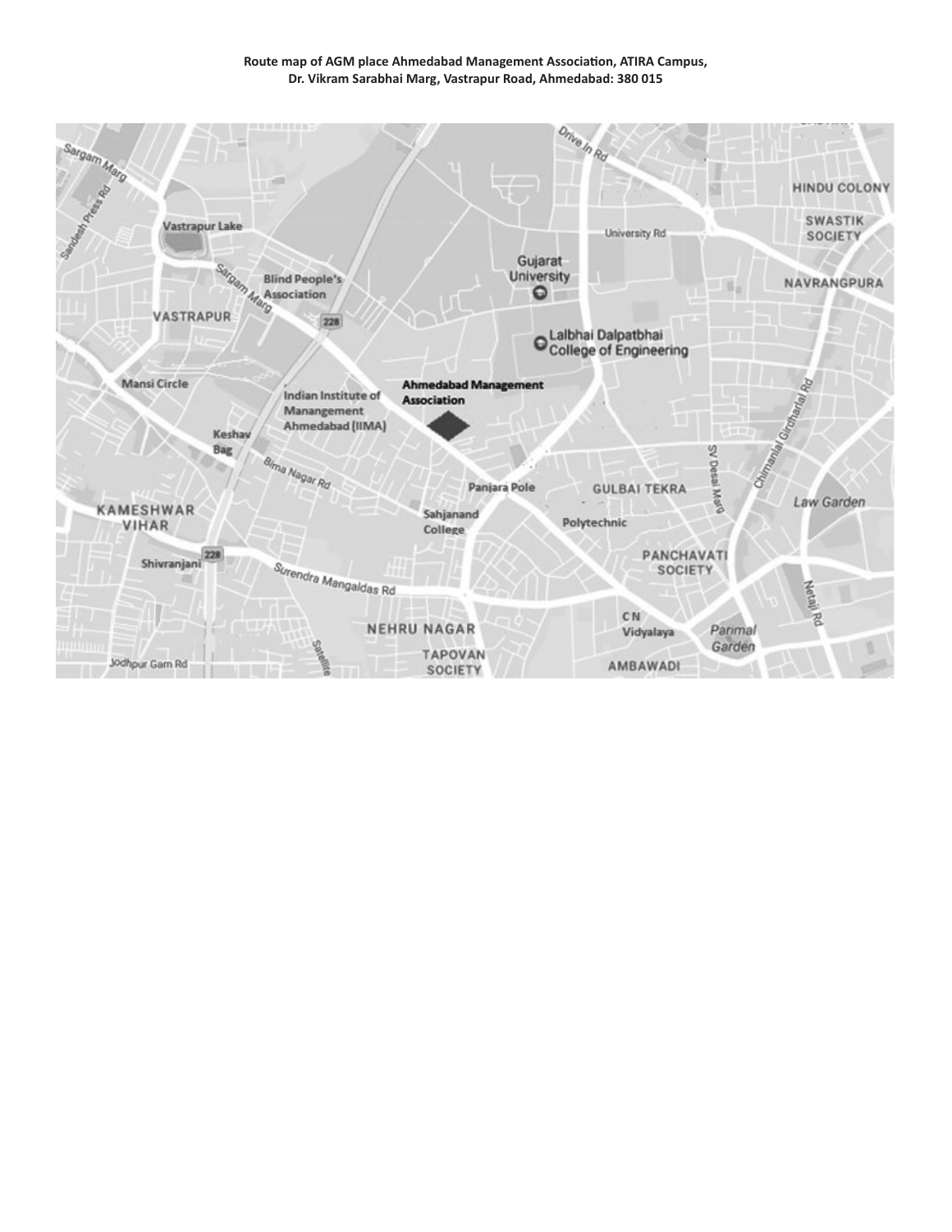**Route map of AGM place Ahmedabad Management Association, ATIRA Campus, Dr. Vikram Sarabhai Marg, Vastrapur Road, Ahmedabad: 380 015**

Sargam Marg
Sandesh Press Rd
Vastrapur Lake
Drive In Rd
HINDU COLONY
SWASTIK SOCIETY
University Rd
Gujarat University
NAVRANGPURA
Sargam Marg
Blind People's Association
VASTRAPUR
228
Lalbhai Dalpatbhai College of Engineering
Mansi Circle
Indian Institute of Manangement Ahmedabad (IIMA)
Ahmedabad Management Association
Chimanlal Girdharlal Rd
Keshav Bag
SV Desai Marg
Bima Nagar Rd
Panjara Pole
GULBAI TEKRA
Law Garden
KAMESHWAR VIHAR
Sahjanand College
Polytechnic
PANCHAVATI SOCIETY
Shivranjani
228
Surendra Mangaldas Rd
Netaji Rd
C N Vidyalaya
Parimal Garden
NEHRU NAGAR
TAPOVAN SOCIETY
Jodhpur Gam Rd
Satellite
AMBAWADI